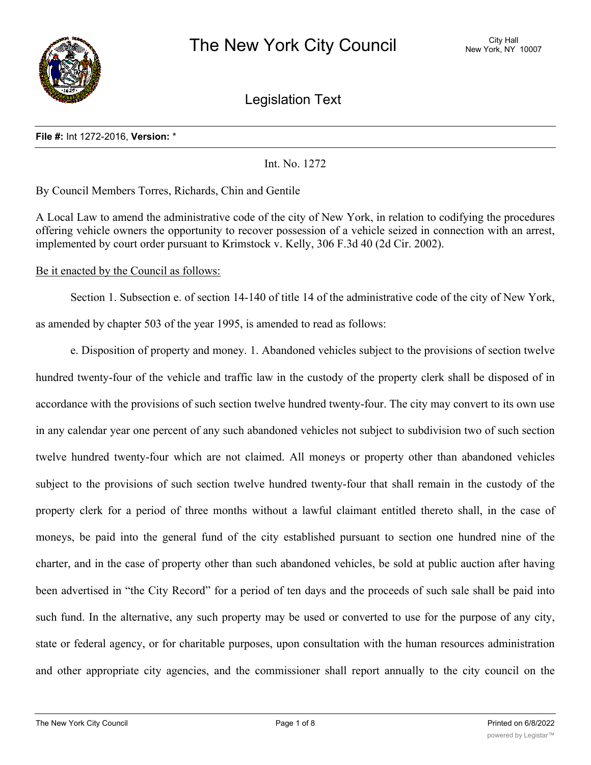# The New York City Council

City Hall
New York, NY 10007

## Legislation Text

**File #:** Int 1272-2016, **Version:** *

Int. No. 1272

By Council Members Torres, Richards, Chin and Gentile

A Local Law to amend the administrative code of the city of New York, in relation to codifying the procedures offering vehicle owners the opportunity to recover possession of a vehicle seized in connection with an arrest, implemented by court order pursuant to Krimstock v. Kelly, 306 F.3d 40 (2d Cir. 2002).

Be it enacted by the Council as follows:

Section 1. Subsection e. of section 14-140 of title 14 of the administrative code of the city of New York, as amended by chapter 503 of the year 1995, is amended to read as follows:

e. Disposition of property and money. 1. Abandoned vehicles subject to the provisions of section twelve hundred twenty-four of the vehicle and traffic law in the custody of the property clerk shall be disposed of in accordance with the provisions of such section twelve hundred twenty-four. The city may convert to its own use in any calendar year one percent of any such abandoned vehicles not subject to subdivision two of such section twelve hundred twenty-four which are not claimed. All moneys or property other than abandoned vehicles subject to the provisions of such section twelve hundred twenty-four that shall remain in the custody of the property clerk for a period of three months without a lawful claimant entitled thereto shall, in the case of moneys, be paid into the general fund of the city established pursuant to section one hundred nine of the charter, and in the case of property other than such abandoned vehicles, be sold at public auction after having been advertised in "the City Record" for a period of ten days and the proceeds of such sale shall be paid into such fund. In the alternative, any such property may be used or converted to use for the purpose of any city, state or federal agency, or for charitable purposes, upon consultation with the human resources administration and other appropriate city agencies, and the commissioner shall report annually to the city council on the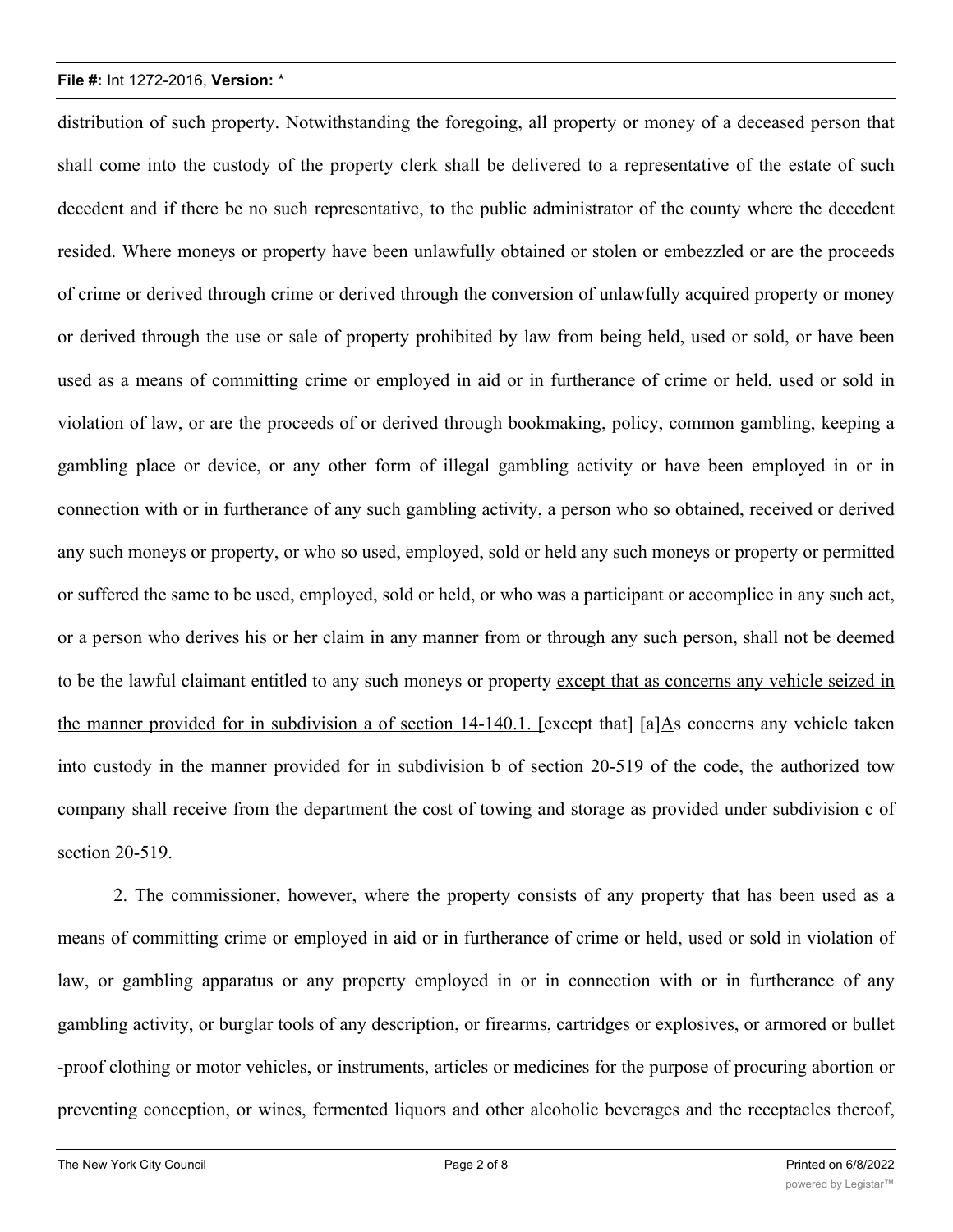distribution of such property. Notwithstanding the foregoing, all property or money of a deceased person that shall come into the custody of the property clerk shall be delivered to a representative of the estate of such decedent and if there be no such representative, to the public administrator of the county where the decedent resided. Where moneys or property have been unlawfully obtained or stolen or embezzled or are the proceeds of crime or derived through crime or derived through the conversion of unlawfully acquired property or money or derived through the use or sale of property prohibited by law from being held, used or sold, or have been used as a means of committing crime or employed in aid or in furtherance of crime or held, used or sold in violation of law, or are the proceeds of or derived through bookmaking, policy, common gambling, keeping a gambling place or device, or any other form of illegal gambling activity or have been employed in or in connection with or in furtherance of any such gambling activity, a person who so obtained, received or derived any such moneys or property, or who so used, employed, sold or held any such moneys or property or permitted or suffered the same to be used, employed, sold or held, or who was a participant or accomplice in any such act, or a person who derives his or her claim in any manner from or through any such person, shall not be deemed to be the lawful claimant entitled to any such moneys or property <u>except that as concerns any vehicle seized in the manner provided for in subdivision a of section 14-140.1.</u> [except that] [a]<u>A</u>s concerns any vehicle taken into custody in the manner provided for in subdivision b of section 20-519 of the code, the authorized tow company shall receive from the department the cost of towing and storage as provided under subdivision c of section 20-519.

2. The commissioner, however, where the property consists of any property that has been used as a means of committing crime or employed in aid or in furtherance of crime or held, used or sold in violation of law, or gambling apparatus or any property employed in or in connection with or in furtherance of any gambling activity, or burglar tools of any description, or firearms, cartridges or explosives, or armored or bullet-proof clothing or motor vehicles, or instruments, articles or medicines for the purpose of procuring abortion or preventing conception, or wines, fermented liquors and other alcoholic beverages and the receptacles thereof,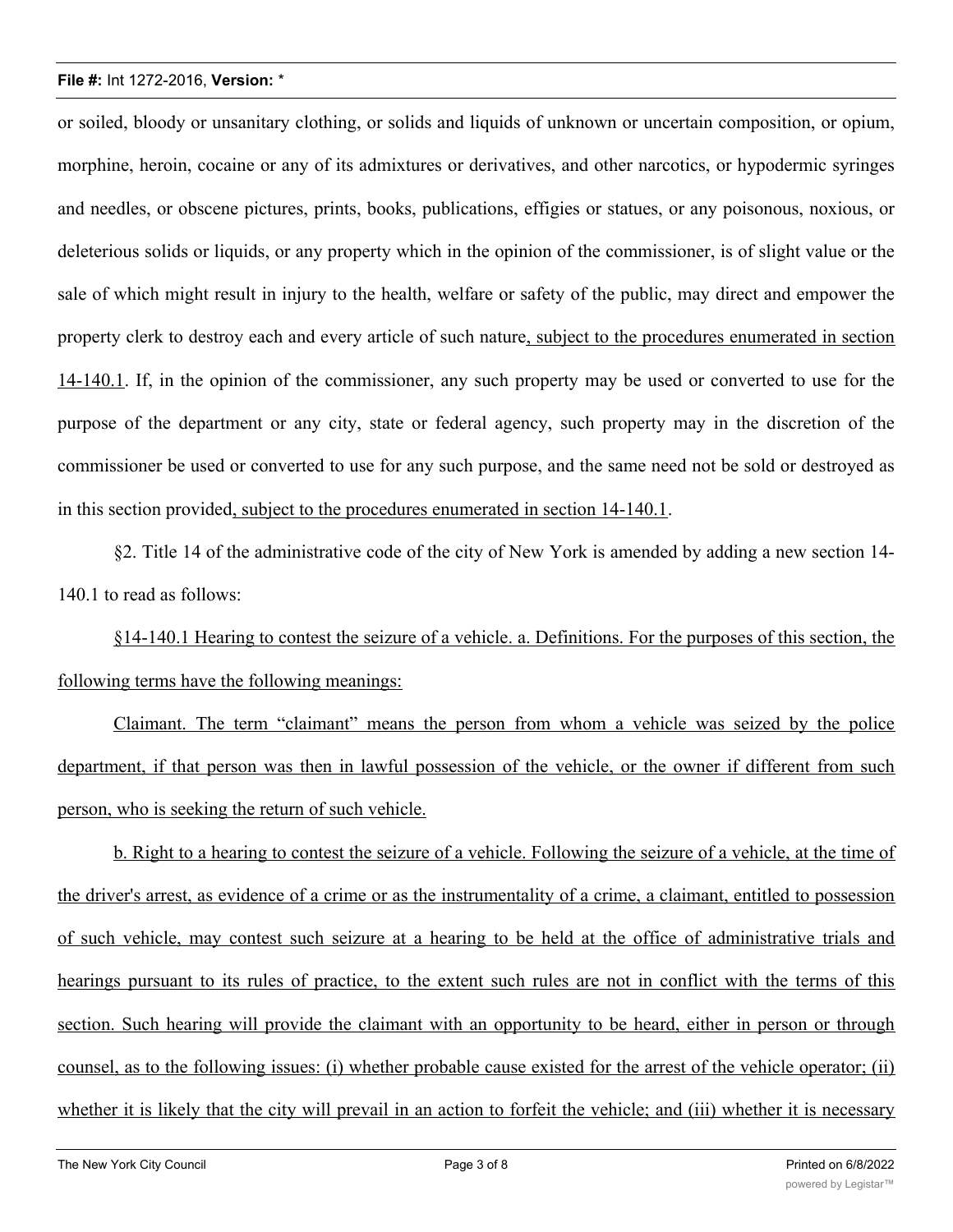or soiled, bloody or unsanitary clothing, or solids and liquids of unknown or uncertain composition, or opium, morphine, heroin, cocaine or any of its admixtures or derivatives, and other narcotics, or hypodermic syringes and needles, or obscene pictures, prints, books, publications, effigies or statues, or any poisonous, noxious, or deleterious solids or liquids, or any property which in the opinion of the commissioner, is of slight value or the sale of which might result in injury to the health, welfare or safety of the public, may direct and empower the property clerk to destroy each and every article of such nature, subject to the procedures enumerated in section 14-140.1. If, in the opinion of the commissioner, any such property may be used or converted to use for the purpose of the department or any city, state or federal agency, such property may in the discretion of the commissioner be used or converted to use for any such purpose, and the same need not be sold or destroyed as in this section provided, subject to the procedures enumerated in section 14-140.1.

§2. Title 14 of the administrative code of the city of New York is amended by adding a new section 14-140.1 to read as follows:

§14-140.1 Hearing to contest the seizure of a vehicle. a. Definitions. For the purposes of this section, the following terms have the following meanings:

Claimant. The term "claimant" means the person from whom a vehicle was seized by the police department, if that person was then in lawful possession of the vehicle, or the owner if different from such person, who is seeking the return of such vehicle.

b. Right to a hearing to contest the seizure of a vehicle. Following the seizure of a vehicle, at the time of the driver's arrest, as evidence of a crime or as the instrumentality of a crime, a claimant, entitled to possession of such vehicle, may contest such seizure at a hearing to be held at the office of administrative trials and hearings pursuant to its rules of practice, to the extent such rules are not in conflict with the terms of this section. Such hearing will provide the claimant with an opportunity to be heard, either in person or through counsel, as to the following issues: (i) whether probable cause existed for the arrest of the vehicle operator; (ii) whether it is likely that the city will prevail in an action to forfeit the vehicle; and (iii) whether it is necessary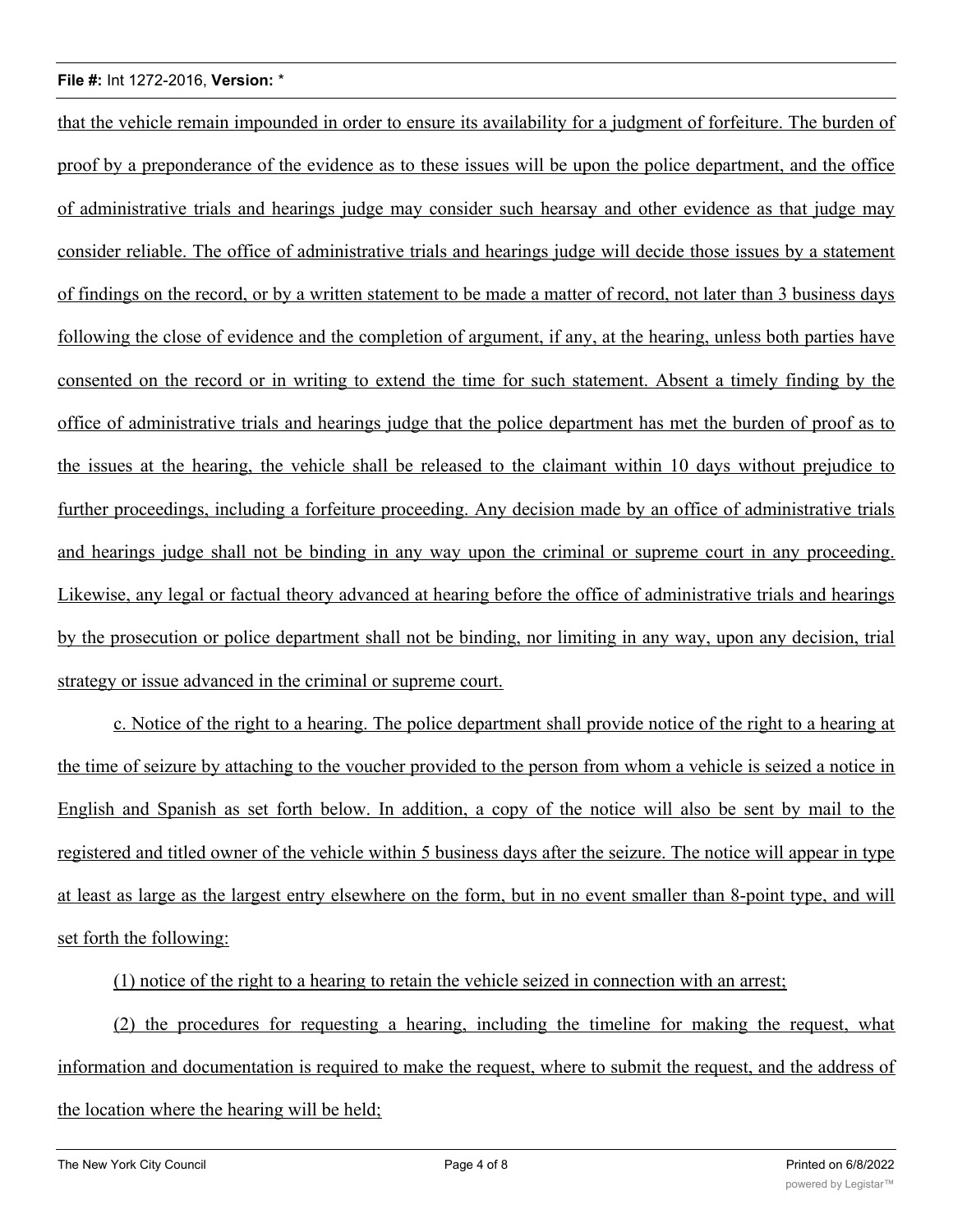that the vehicle remain impounded in order to ensure its availability for a judgment of forfeiture. The burden of proof by a preponderance of the evidence as to these issues will be upon the police department, and the office of administrative trials and hearings judge may consider such hearsay and other evidence as that judge may consider reliable. The office of administrative trials and hearings judge will decide those issues by a statement of findings on the record, or by a written statement to be made a matter of record, not later than 3 business days following the close of evidence and the completion of argument, if any, at the hearing, unless both parties have consented on the record or in writing to extend the time for such statement. Absent a timely finding by the office of administrative trials and hearings judge that the police department has met the burden of proof as to the issues at the hearing, the vehicle shall be released to the claimant within 10 days without prejudice to further proceedings, including a forfeiture proceeding. Any decision made by an office of administrative trials and hearings judge shall not be binding in any way upon the criminal or supreme court in any proceeding. Likewise, any legal or factual theory advanced at hearing before the office of administrative trials and hearings by the prosecution or police department shall not be binding, nor limiting in any way, upon any decision, trial strategy or issue advanced in the criminal or supreme court.

c. Notice of the right to a hearing. The police department shall provide notice of the right to a hearing at the time of seizure by attaching to the voucher provided to the person from whom a vehicle is seized a notice in English and Spanish as set forth below. In addition, a copy of the notice will also be sent by mail to the registered and titled owner of the vehicle within 5 business days after the seizure. The notice will appear in type at least as large as the largest entry elsewhere on the form, but in no event smaller than 8-point type, and will set forth the following:

(1) notice of the right to a hearing to retain the vehicle seized in connection with an arrest;

(2) the procedures for requesting a hearing, including the timeline for making the request, what information and documentation is required to make the request, where to submit the request, and the address of the location where the hearing will be held;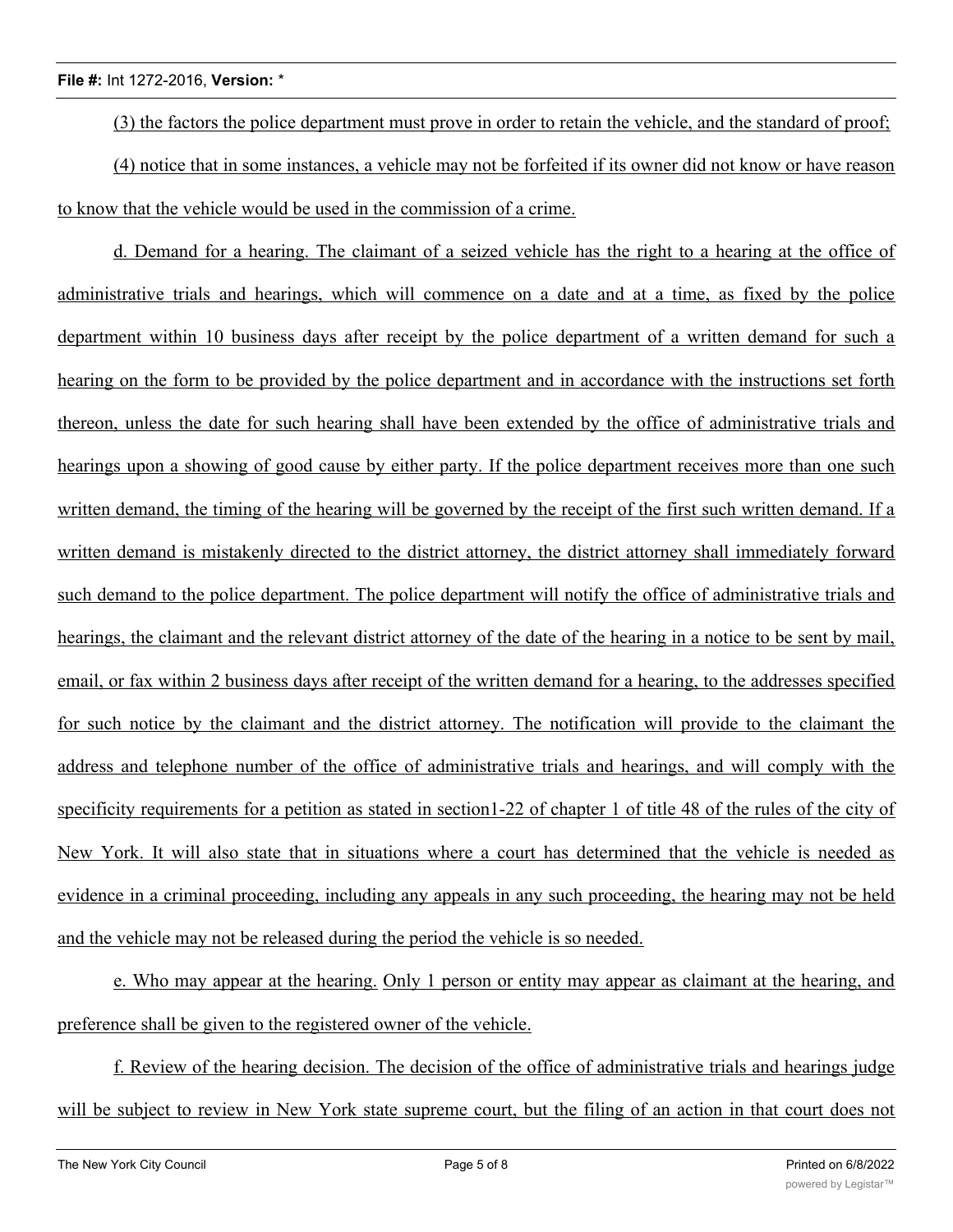(3) the factors the police department must prove in order to retain the vehicle, and the standard of proof;

(4) notice that in some instances, a vehicle may not be forfeited if its owner did not know or have reason to know that the vehicle would be used in the commission of a crime.

d. Demand for a hearing. The claimant of a seized vehicle has the right to a hearing at the office of administrative trials and hearings, which will commence on a date and at a time, as fixed by the police department within 10 business days after receipt by the police department of a written demand for such a hearing on the form to be provided by the police department and in accordance with the instructions set forth thereon, unless the date for such hearing shall have been extended by the office of administrative trials and hearings upon a showing of good cause by either party. If the police department receives more than one such written demand, the timing of the hearing will be governed by the receipt of the first such written demand. If a written demand is mistakenly directed to the district attorney, the district attorney shall immediately forward such demand to the police department. The police department will notify the office of administrative trials and hearings, the claimant and the relevant district attorney of the date of the hearing in a notice to be sent by mail, email, or fax within 2 business days after receipt of the written demand for a hearing, to the addresses specified for such notice by the claimant and the district attorney. The notification will provide to the claimant the address and telephone number of the office of administrative trials and hearings, and will comply with the specificity requirements for a petition as stated in section1-22 of chapter 1 of title 48 of the rules of the city of New York. It will also state that in situations where a court has determined that the vehicle is needed as evidence in a criminal proceeding, including any appeals in any such proceeding, the hearing may not be held and the vehicle may not be released during the period the vehicle is so needed.

e. Who may appear at the hearing. Only 1 person or entity may appear as claimant at the hearing, and preference shall be given to the registered owner of the vehicle.

f. Review of the hearing decision. The decision of the office of administrative trials and hearings judge will be subject to review in New York state supreme court, but the filing of an action in that court does not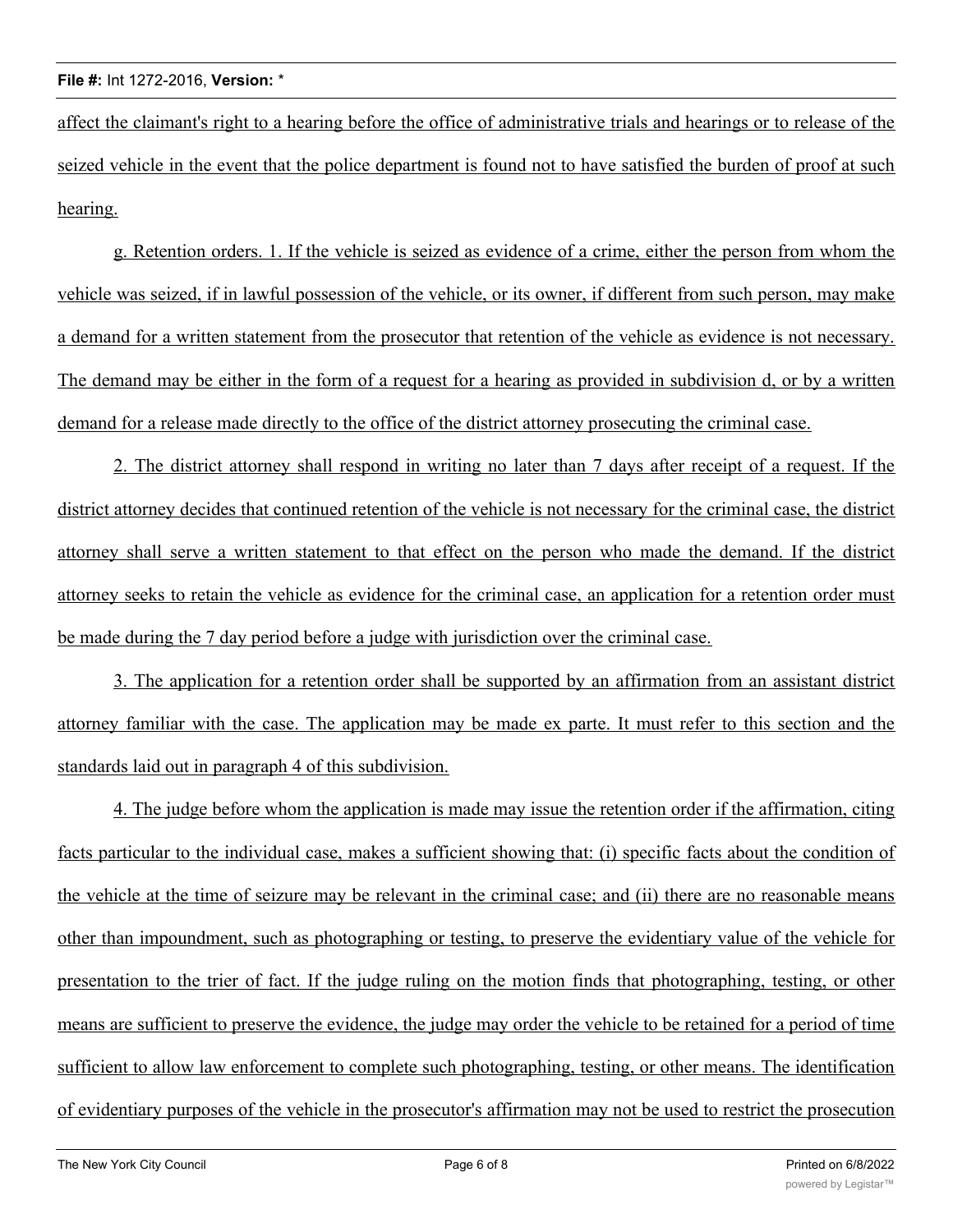affect the claimant's right to a hearing before the office of administrative trials and hearings or to release of the seized vehicle in the event that the police department is found not to have satisfied the burden of proof at such hearing.

g. Retention orders. 1. If the vehicle is seized as evidence of a crime, either the person from whom the vehicle was seized, if in lawful possession of the vehicle, or its owner, if different from such person, may make a demand for a written statement from the prosecutor that retention of the vehicle as evidence is not necessary. The demand may be either in the form of a request for a hearing as provided in subdivision d, or by a written demand for a release made directly to the office of the district attorney prosecuting the criminal case.

2. The district attorney shall respond in writing no later than 7 days after receipt of a request. If the district attorney decides that continued retention of the vehicle is not necessary for the criminal case, the district attorney shall serve a written statement to that effect on the person who made the demand. If the district attorney seeks to retain the vehicle as evidence for the criminal case, an application for a retention order must be made during the 7 day period before a judge with jurisdiction over the criminal case.

3. The application for a retention order shall be supported by an affirmation from an assistant district attorney familiar with the case. The application may be made ex parte. It must refer to this section and the standards laid out in paragraph 4 of this subdivision.

4. The judge before whom the application is made may issue the retention order if the affirmation, citing facts particular to the individual case, makes a sufficient showing that: (i) specific facts about the condition of the vehicle at the time of seizure may be relevant in the criminal case; and (ii) there are no reasonable means other than impoundment, such as photographing or testing, to preserve the evidentiary value of the vehicle for presentation to the trier of fact. If the judge ruling on the motion finds that photographing, testing, or other means are sufficient to preserve the evidence, the judge may order the vehicle to be retained for a period of time sufficient to allow law enforcement to complete such photographing, testing, or other means. The identification of evidentiary purposes of the vehicle in the prosecutor's affirmation may not be used to restrict the prosecution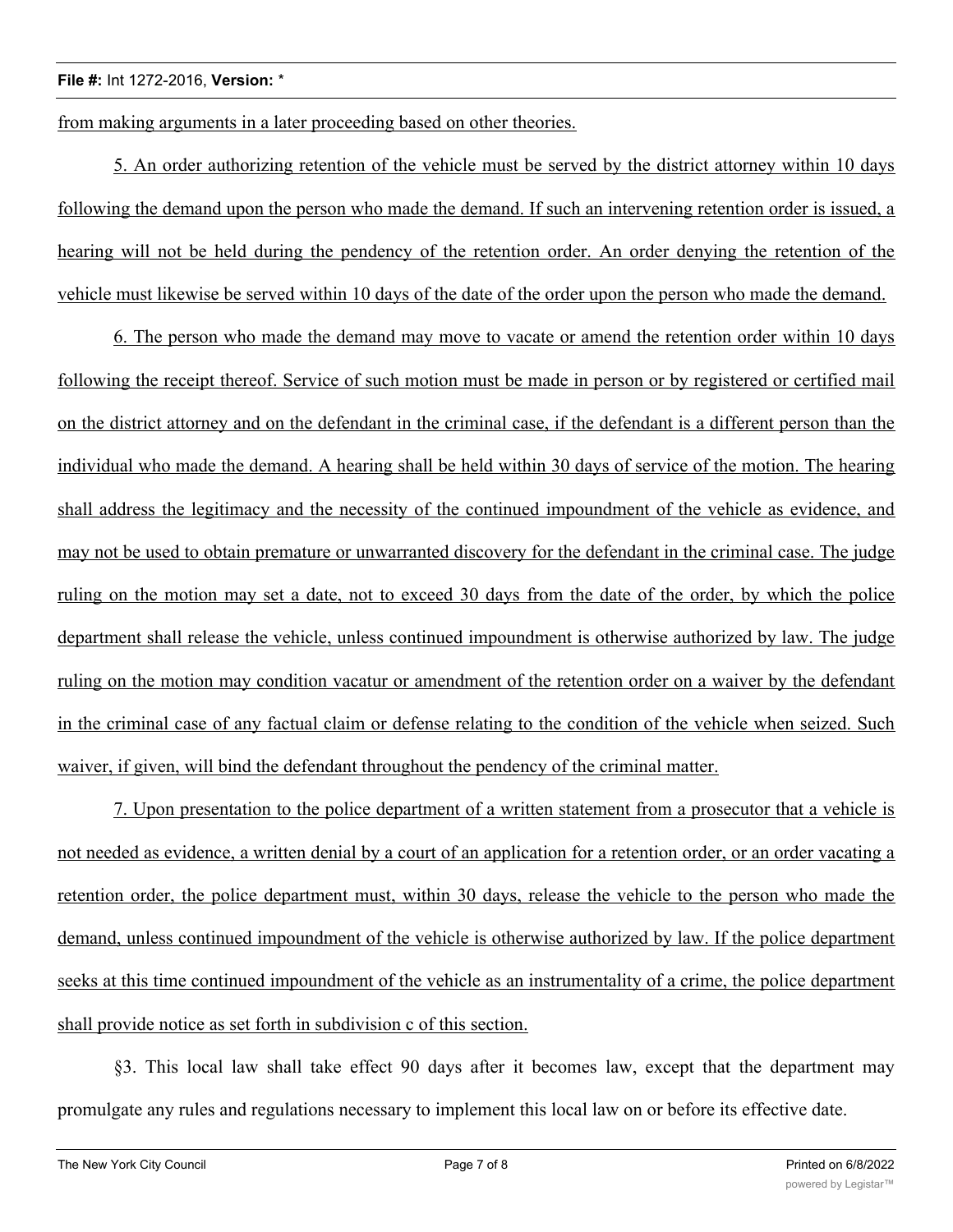from making arguments in a later proceeding based on other theories.

5. An order authorizing retention of the vehicle must be served by the district attorney within 10 days following the demand upon the person who made the demand. If such an intervening retention order is issued, a hearing will not be held during the pendency of the retention order. An order denying the retention of the vehicle must likewise be served within 10 days of the date of the order upon the person who made the demand.

6. The person who made the demand may move to vacate or amend the retention order within 10 days following the receipt thereof. Service of such motion must be made in person or by registered or certified mail on the district attorney and on the defendant in the criminal case, if the defendant is a different person than the individual who made the demand. A hearing shall be held within 30 days of service of the motion. The hearing shall address the legitimacy and the necessity of the continued impoundment of the vehicle as evidence, and may not be used to obtain premature or unwarranted discovery for the defendant in the criminal case. The judge ruling on the motion may set a date, not to exceed 30 days from the date of the order, by which the police department shall release the vehicle, unless continued impoundment is otherwise authorized by law. The judge ruling on the motion may condition vacatur or amendment of the retention order on a waiver by the defendant in the criminal case of any factual claim or defense relating to the condition of the vehicle when seized. Such waiver, if given, will bind the defendant throughout the pendency of the criminal matter.

7. Upon presentation to the police department of a written statement from a prosecutor that a vehicle is not needed as evidence, a written denial by a court of an application for a retention order, or an order vacating a retention order, the police department must, within 30 days, release the vehicle to the person who made the demand, unless continued impoundment of the vehicle is otherwise authorized by law. If the police department seeks at this time continued impoundment of the vehicle as an instrumentality of a crime, the police department shall provide notice as set forth in subdivision c of this section.

§3. This local law shall take effect 90 days after it becomes law, except that the department may promulgate any rules and regulations necessary to implement this local law on or before its effective date.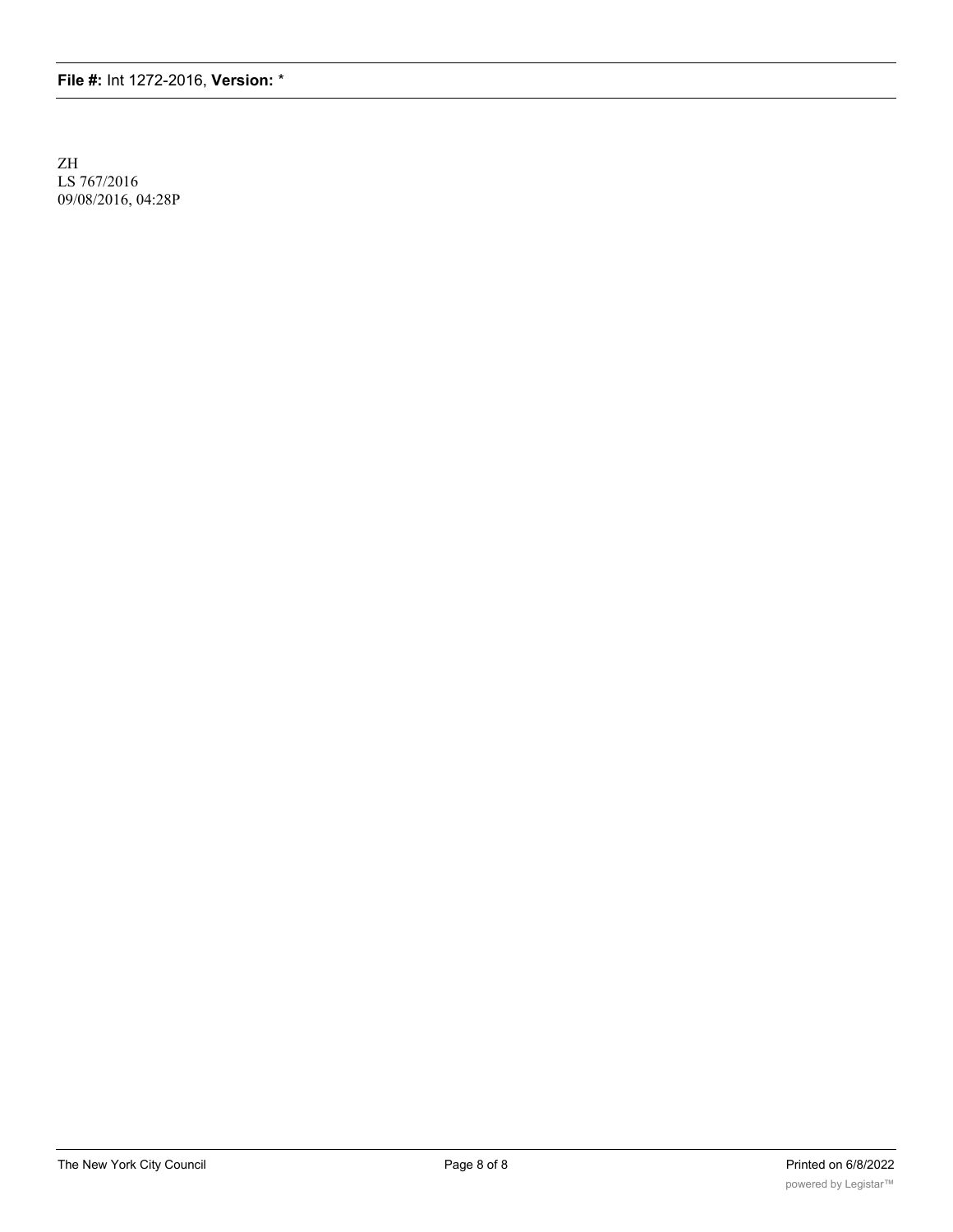ZH
LS 767/2016
09/08/2016, 04:28P